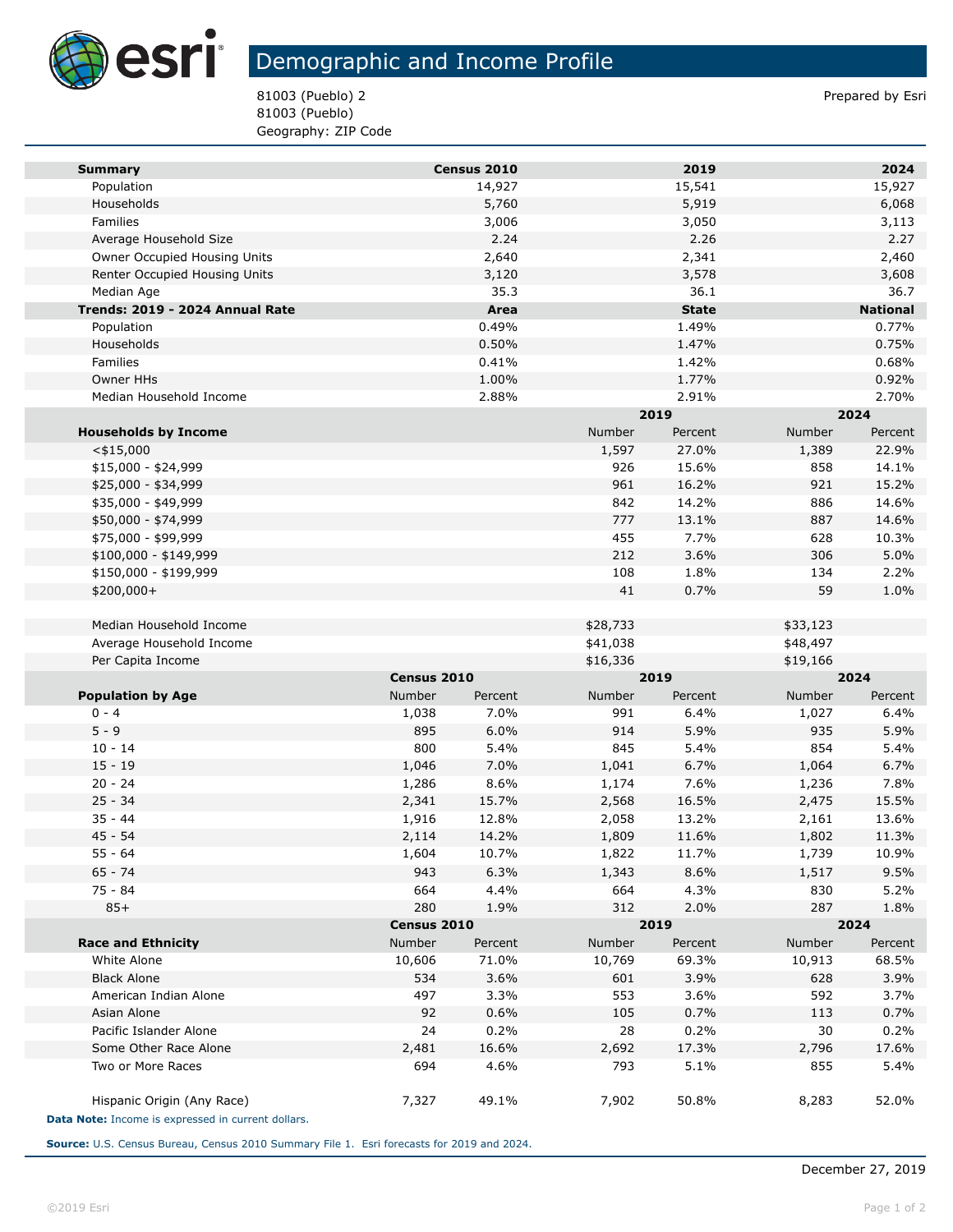# Demographic and Income Profile

81003 (Pueblo) 2
81003 (Pueblo)
Geography: ZIP Code

Prepared by Esri

| Summary | Census 2010 | 2019 | 2024 |
|---|---|---|---|
| Population | 14,927 | 15,541 | 15,927 |
| Households | 5,760 | 5,919 | 6,068 |
| Families | 3,006 | 3,050 | 3,113 |
| Average Household Size | 2.24 | 2.26 | 2.27 |
| Owner Occupied Housing Units | 2,640 | 2,341 | 2,460 |
| Renter Occupied Housing Units | 3,120 | 3,578 | 3,608 |
| Median Age | 35.3 | 36.1 | 36.7 |

| Trends: 2019 - 2024 Annual Rate | Area | State | National |
|---|---|---|---|
| Population | 0.49% | 1.49% | 0.77% |
| Households | 0.50% | 1.47% | 0.75% |
| Families | 0.41% | 1.42% | 0.68% |
| Owner HHs | 1.00% | 1.77% | 0.92% |
| Median Household Income | 2.88% | 2.91% | 2.70% |

| | 2019 | | 2024 | |
|---|---|---|---|---|
| **Households by Income** | Number | Percent | Number | Percent |
| <$15,000 | 1,597 | 27.0% | 1,389 | 22.9% |
| $15,000 - $24,999 | 926 | 15.6% | 858 | 14.1% |
| $25,000 - $34,999 | 961 | 16.2% | 921 | 15.2% |
| $35,000 - $49,999 | 842 | 14.2% | 886 | 14.6% |
| $50,000 - $74,999 | 777 | 13.1% | 887 | 14.6% |
| $75,000 - $99,999 | 455 | 7.7% | 628 | 10.3% |
| $100,000 - $149,999 | 212 | 3.6% | 306 | 5.0% |
| $150,000 - $199,999 | 108 | 1.8% | 134 | 2.2% |
| $200,000+ | 41 | 0.7% | 59 | 1.0% |
| | | | | |
| Median Household Income | $28,733 | | $33,123 | |
| Average Household Income | $41,038 | | $48,497 | |
| Per Capita Income | $16,336 | | $19,166 | |

| | Census 2010 | | 2019 | | 2024 | |
|---|---|---|---|---|---|---|
| **Population by Age** | Number | Percent | Number | Percent | Number | Percent |
| 0 - 4 | 1,038 | 7.0% | 991 | 6.4% | 1,027 | 6.4% |
| 5 - 9 | 895 | 6.0% | 914 | 5.9% | 935 | 5.9% |
| 10 - 14 | 800 | 5.4% | 845 | 5.4% | 854 | 5.4% |
| 15 - 19 | 1,046 | 7.0% | 1,041 | 6.7% | 1,064 | 6.7% |
| 20 - 24 | 1,286 | 8.6% | 1,174 | 7.6% | 1,236 | 7.8% |
| 25 - 34 | 2,341 | 15.7% | 2,568 | 16.5% | 2,475 | 15.5% |
| 35 - 44 | 1,916 | 12.8% | 2,058 | 13.2% | 2,161 | 13.6% |
| 45 - 54 | 2,114 | 14.2% | 1,809 | 11.6% | 1,802 | 11.3% |
| 55 - 64 | 1,604 | 10.7% | 1,822 | 11.7% | 1,739 | 10.9% |
| 65 - 74 | 943 | 6.3% | 1,343 | 8.6% | 1,517 | 9.5% |
| 75 - 84 | 664 | 4.4% | 664 | 4.3% | 830 | 5.2% |
| 85+ | 280 | 1.9% | 312 | 2.0% | 287 | 1.8% |

| | Census 2010 | | 2019 | | 2024 | |
|---|---|---|---|---|---|---|
| **Race and Ethnicity** | Number | Percent | Number | Percent | Number | Percent |
| White Alone | 10,606 | 71.0% | 10,769 | 69.3% | 10,913 | 68.5% |
| Black Alone | 534 | 3.6% | 601 | 3.9% | 628 | 3.9% |
| American Indian Alone | 497 | 3.3% | 553 | 3.6% | 592 | 3.7% |
| Asian Alone | 92 | 0.6% | 105 | 0.7% | 113 | 0.7% |
| Pacific Islander Alone | 24 | 0.2% | 28 | 0.2% | 30 | 0.2% |
| Some Other Race Alone | 2,481 | 16.6% | 2,692 | 17.3% | 2,796 | 17.6% |
| Two or More Races | 694 | 4.6% | 793 | 5.1% | 855 | 5.4% |
| | | | | | | |
| Hispanic Origin (Any Race) | 7,327 | 49.1% | 7,902 | 50.8% | 8,283 | 52.0% |

**Data Note:** Income is expressed in current dollars.

**Source:** U.S. Census Bureau, Census 2010 Summary File 1. Esri forecasts for 2019 and 2024.

December 27, 2019

©2019 Esri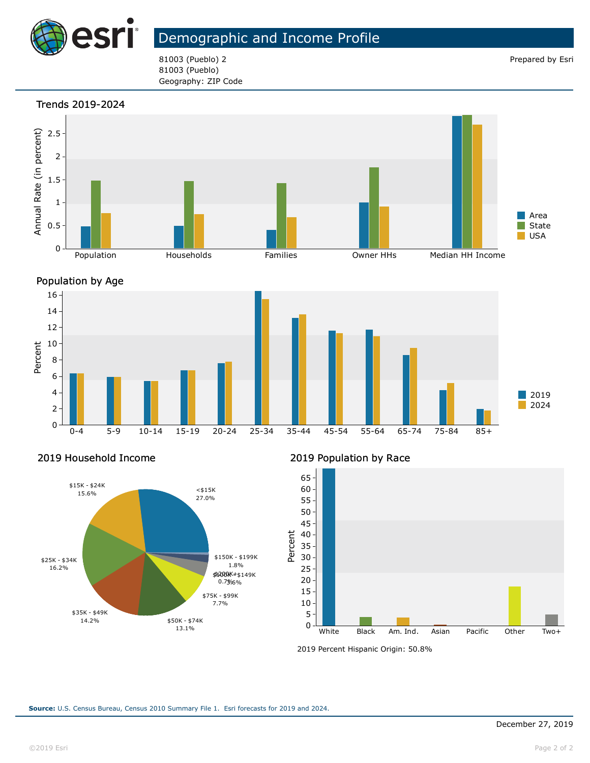# Demographic and Income Profile

81003 (Pueblo) 2
81003 (Pueblo)
Geography: ZIP Code

Prepared by Esri

## Trends 2019-2024

Annual Rate (in percent)

0
0.5
1
1.5
2
2.5

Population
Households
Families
Owner HHs
Median HH Income

Area
State
USA

## Population by Age

Percent

0
2
4
6
8
10
12
14
16

0-4
5-9
10-14
15-19
20-24
25-34
35-44
45-54
55-64
65-74
75-84
85+

2019
2024

## 2019 Household Income

<$15K
27.0%

$15K - $24K
15.6%

$25K - $34K
16.2%

$35K - $49K
14.2%

$50K - $74K
13.1%

$75K - $99K
7.7%

$100K - $149K
3.6%

$150K - $199K
1.8%

$200K+
0.7%

## 2019 Population by Race

Percent

0
5
10
15
20
25
30
35
40
45
50
55
60
65

White
Black
Am. Ind.
Asian
Pacific
Other
Two+

2019 Percent Hispanic Origin: 50.8%

**Source:** U.S. Census Bureau, Census 2010 Summary File 1. Esri forecasts for 2019 and 2024.

December 27, 2019

©2019 Esri